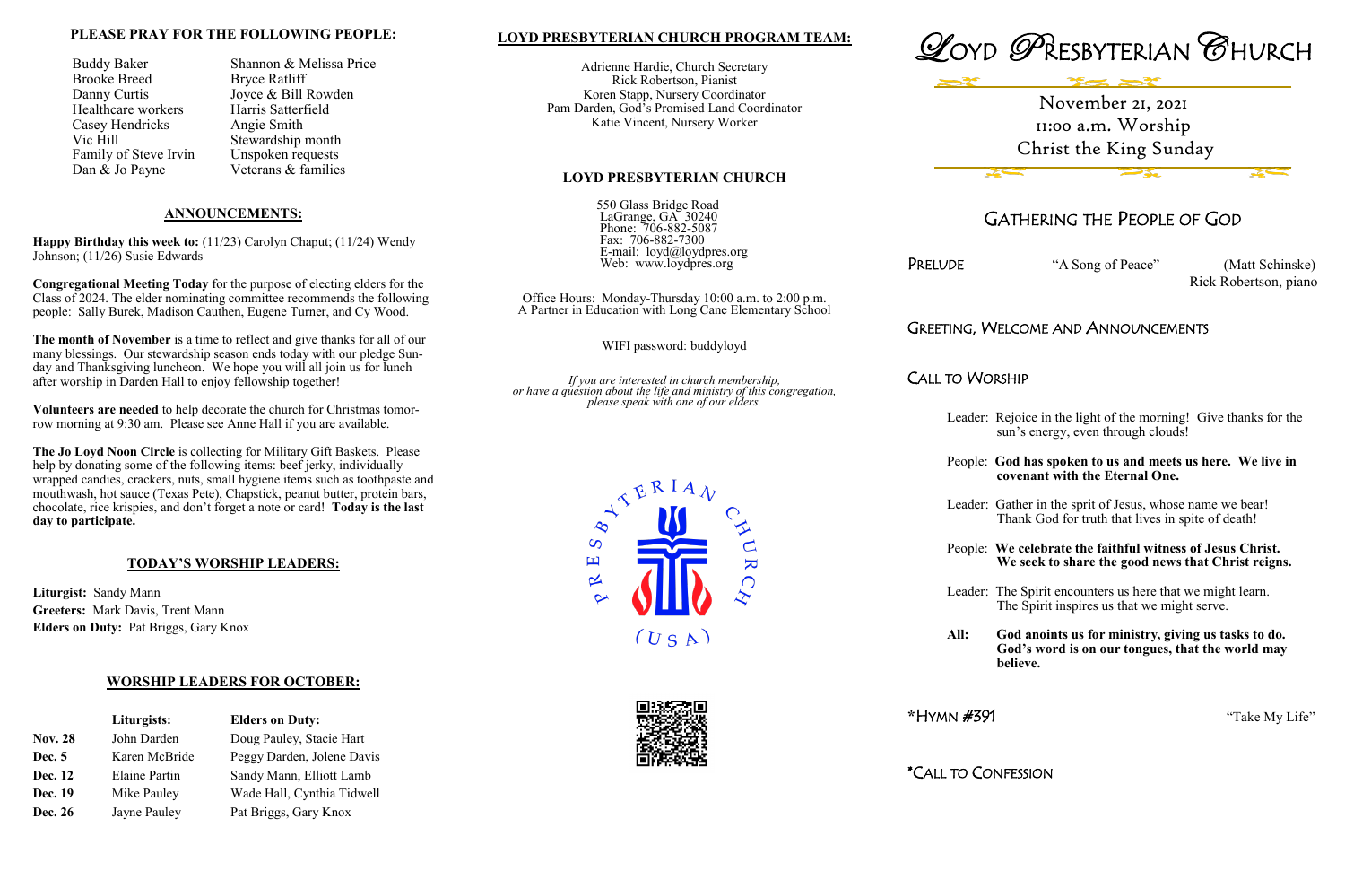## PLEASE PRAY FOR THE FOLLOWING PEOPLE:

| | |
|---|---|
| Buddy Baker | Shannon & Melissa Price |
| Brooke Breed | Bryce Ratliff |
| Danny Curtis | Joyce & Bill Rowden |
| Healthcare workers | Harris Satterfield |
| Casey Hendricks | Angie Smith |
| Vic Hill | Stewardship month |
| Family of Steve Irvin | Unspoken requests |
| Dan & Jo Payne | Veterans & families |

## ANNOUNCEMENTS:

**Happy Birthday this week to:** (11/23) Carolyn Chaput; (11/24) Wendy Johnson; (11/26) Susie Edwards

**Congregational Meeting Today** for the purpose of electing elders for the Class of 2024. The elder nominating committee recommends the following people: Sally Burek, Madison Cauthen, Eugene Turner, and Cy Wood.

**The month of November** is a time to reflect and give thanks for all of our many blessings. Our stewardship season ends today with our pledge Sunday and Thanksgiving luncheon. We hope you will all join us for lunch after worship in Darden Hall to enjoy fellowship together!

**Volunteers are needed** to help decorate the church for Christmas tomorrow morning at 9:30 am. Please see Anne Hall if you are available.

**The Jo Loyd Noon Circle** is collecting for Military Gift Baskets. Please help by donating some of the following items: beef jerky, individually wrapped candies, crackers, nuts, small hygiene items such as toothpaste and mouthwash, hot sauce (Texas Pete), Chapstick, peanut butter, protein bars, chocolate, rice krispies, and don't forget a note or card! **Today is the last day to participate.**

## TODAY'S WORSHIP LEADERS:

**Liturgist:** Sandy Mann
**Greeters:** Mark Davis, Trent Mann
**Elders on Duty:** Pat Briggs, Gary Knox

## WORSHIP LEADERS FOR OCTOBER:

| | Liturgists: | Elders on Duty: |
|---|---|---|
| **Nov. 28** | John Darden | Doug Pauley, Stacie Hart |
| **Dec. 5** | Karen McBride | Peggy Darden, Jolene Davis |
| **Dec. 12** | Elaine Partin | Sandy Mann, Elliott Lamb |
| **Dec. 19** | Mike Pauley | Wade Hall, Cynthia Tidwell |
| **Dec. 26** | Jayne Pauley | Pat Briggs, Gary Knox |

## LOYD PRESBYTERIAN CHURCH PROGRAM TEAM:

Adrienne Hardie, Church Secretary
Rick Robertson, Pianist
Koren Stapp, Nursery Coordinator
Pam Darden, God's Promised Land Coordinator
Katie Vincent, Nursery Worker

## LOYD PRESBYTERIAN CHURCH

550 Glass Bridge Road
LaGrange, GA 30240
Phone: 706-882-5087
Fax: 706-882-7300
E-mail: loyd@loydpres.org
Web: www.loydpres.org

Office Hours: Monday-Thursday 10:00 a.m. to 2:00 p.m.
A Partner in Education with Long Cane Elementary School

WIFI password: buddyloyd

*If you are interested in church membership, or have a question about the life and ministry of this congregation, please speak with one of our elders.*

# LOYD PRESBYTERIAN CHURCH

November 21, 2021
11:00 a.m. Worship
Christ the King Sunday

## GATHERING THE PEOPLE OF GOD

PRELUDE "A Song of Peace" (Matt Schinske)
Rick Robertson, piano

GREETING, WELCOME AND ANNOUNCEMENTS

CALL TO WORSHIP

Leader: Rejoice in the light of the morning! Give thanks for the sun's energy, even through clouds!

People: **God has spoken to us and meets us here. We live in covenant with the Eternal One.**

Leader: Gather in the sprit of Jesus, whose name we bear! Thank God for truth that lives in spite of death!

People: **We celebrate the faithful witness of Jesus Christ. We seek to share the good news that Christ reigns.**

Leader: The Spirit encounters us here that we might learn. The Spirit inspires us that we might serve.

**All: God anoints us for ministry, giving us tasks to do. God's word is on our tongues, that the world may believe.**

*HYMN #391 "Take My Life"

*CALL TO CONFESSION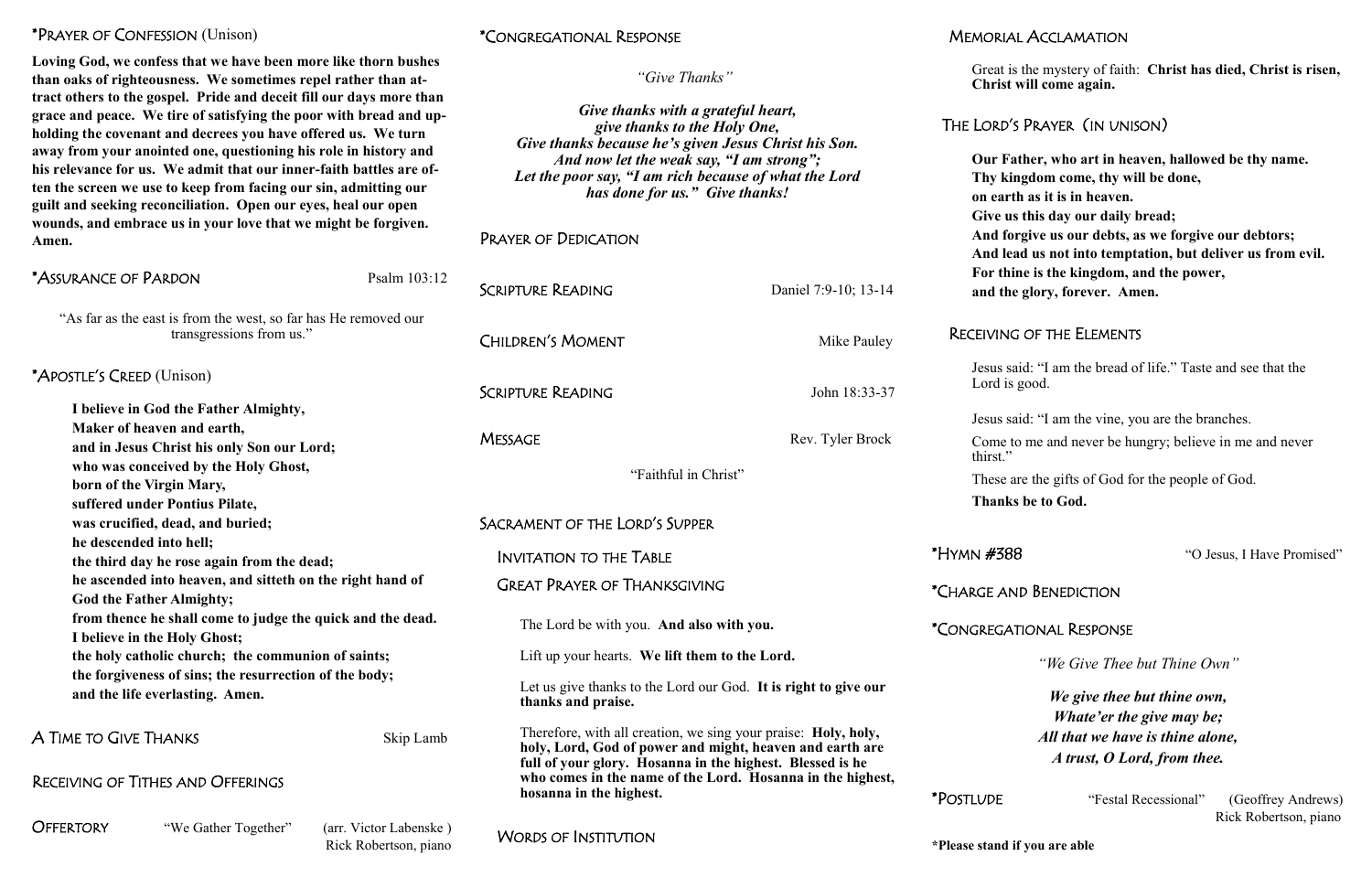## *PRAYER OF CONFESSION (Unison)

**Loving God, we confess that we have been more like thorn bushes than oaks of righteousness. We sometimes repel rather than attract others to the gospel. Pride and deceit fill our days more than grace and peace. We tire of satisfying the poor with bread and upholding the covenant and decrees you have offered us. We turn away from your anointed one, questioning his role in history and his relevance for us. We admit that our inner-faith battles are often the screen we use to keep from facing our sin, admitting our guilt and seeking reconciliation. Open our eyes, heal our open wounds, and embrace us in your love that we might be forgiven. Amen.**

## *ASSURANCE OF PARDON — Psalm 103:12

"As far as the east is from the west, so far has He removed our transgressions from us."

## *APOSTLE'S CREED (Unison)

**I believe in God the Father Almighty,**
**Maker of heaven and earth,**
**and in Jesus Christ his only Son our Lord;**
**who was conceived by the Holy Ghost,**
**born of the Virgin Mary,**
**suffered under Pontius Pilate,**
**was crucified, dead, and buried;**
**he descended into hell;**
**the third day he rose again from the dead;**
**he ascended into heaven, and sitteth on the right hand of God the Father Almighty;**
**from thence he shall come to judge the quick and the dead.**
**I believe in the Holy Ghost;**
**the holy catholic church; the communion of saints;**
**the forgiveness of sins; the resurrection of the body;**
**and the life everlasting. Amen.**

## A TIME TO GIVE THANKS — Skip Lamb

## RECEIVING OF TITHES AND OFFERINGS

## OFFERTORY — "We Gather Together" (arr. Victor Labenske) Rick Robertson, piano

## *CONGREGATIONAL RESPONSE

*"Give Thanks"*

***Give thanks with a grateful heart,***
***give thanks to the Holy One,***
***Give thanks because he's given Jesus Christ his Son.***
***And now let the weak say, "I am strong";***
***Let the poor say, "I am rich because of what the Lord has done for us." Give thanks!***

## PRAYER OF DEDICATION

## SCRIPTURE READING — Daniel 7:9-10; 13-14

## CHILDREN'S MOMENT — Mike Pauley

## SCRIPTURE READING — John 18:33-37

## MESSAGE — Rev. Tyler Brock

"Faithful in Christ"

## SACRAMENT OF THE LORD'S SUPPER

### INVITATION TO THE TABLE

### GREAT PRAYER OF THANKSGIVING

The Lord be with you. **And also with you.**

Lift up your hearts. **We lift them to the Lord.**

Let us give thanks to the Lord our God. **It is right to give our thanks and praise.**

Therefore, with all creation, we sing your praise: **Holy, holy, holy, Lord, God of power and might, heaven and earth are full of your glory. Hosanna in the highest. Blessed is he who comes in the name of the Lord. Hosanna in the highest, hosanna in the highest.**

### WORDS OF INSTITUTION

### MEMORIAL ACCLAMATION

Great is the mystery of faith: **Christ has died, Christ is risen, Christ will come again.**

## THE LORD'S PRAYER (IN UNISON)

**Our Father, who art in heaven, hallowed be thy name.**
**Thy kingdom come, thy will be done,**
**on earth as it is in heaven.**
**Give us this day our daily bread;**
**And forgive us our debts, as we forgive our debtors;**
**And lead us not into temptation, but deliver us from evil.**
**For thine is the kingdom, and the power,**
**and the glory, forever. Amen.**

## RECEIVING OF THE ELEMENTS

Jesus said: "I am the bread of life." Taste and see that the Lord is good.

Jesus said: "I am the vine, you are the branches.

Come to me and never be hungry; believe in me and never thirst."

These are the gifts of God for the people of God.

**Thanks be to God.**

## *HYMN #388 — "O Jesus, I Have Promised"

## *CHARGE AND BENEDICTION

## *CONGREGATIONAL RESPONSE

*"We Give Thee but Thine Own"*

***We give thee but thine own,***
***Whate'er the give may be;***
***All that we have is thine alone,***
***A trust, O Lord, from thee.***

## *POSTLUDE — "Festal Recessional" (Geoffrey Andrews) Rick Robertson, piano

***Please stand if you are able**